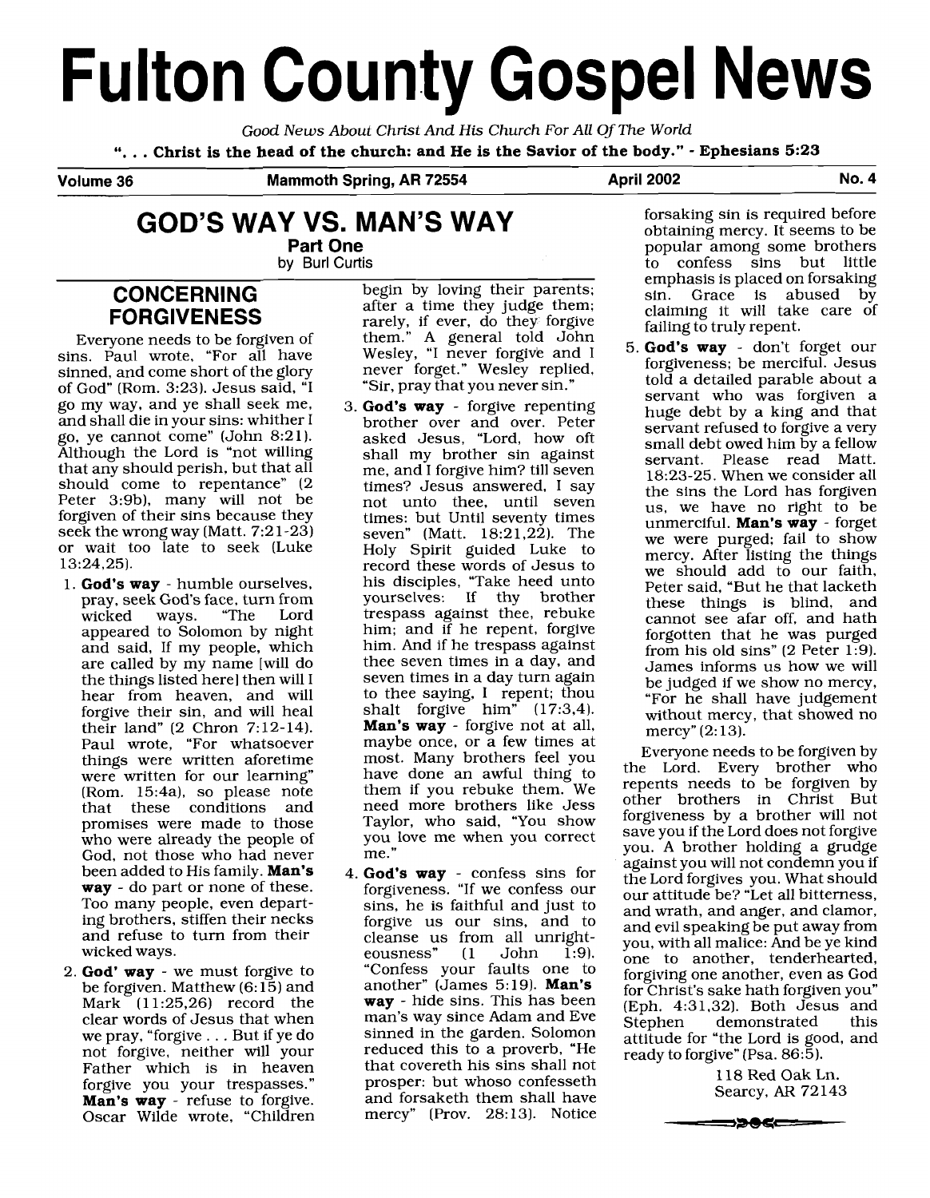# Fulton County Gospel News

*Good News About Christ And His Church For All Of The World*

**". . . Christ is the head of the church: and He is the Savior of the body." - Ephesians 5:23**

**Volume 36** | **Mammoth Spring, AR 72554** | **April 2002** | **No. 4**

## GOD'S WAY VS. MAN'S WAY

**Part One**

by Burl Curtis

### CONCERNING FORGIVENESS

Everyone needs to be forgiven of sins. Paul wrote, "For all have sinned, and come short of the glory of God" (Rom. 3:23). Jesus said, "I go my way, and ye shall seek me, and shall die in your sins: whither I go, ye cannot come" (John 8:21). Although the Lord is "not willing that any should perish, but that all should come to repentance" (2 Peter 3:9b), many will not be forgiven of their sins because they seek the wrong way (Matt. 7:21-23) or wait too late to seek (Luke 13:24,25).

1. **God's way** - humble ourselves, pray, seek God's face, turn from wicked ways. "The Lord appeared to Solomon by night and said, If my people, which are called by my name [will do the things listed here] then will I hear from heaven, and will forgive their sin, and will heal their land" (2 Chron 7:12-14). Paul wrote, "For whatsoever things were written aforetime were written for our learning" (Rom. 15:4a), so please note that these conditions and promises were made to those who were already the people of God, not those who had never been added to His family. **Man's way** - do part or none of these. Too many people, even departing brothers, stiffen their necks and refuse to turn from their wicked ways.

2. **God' way** - we must forgive to be forgiven. Matthew (6:15) and Mark (11:25,26) record the clear words of Jesus that when we pray, "forgive . . . But if ye do not forgive, neither will your Father which is in heaven forgive you your trespasses." **Man's way** - refuse to forgive. Oscar Wilde wrote, "Children begin by loving their parents; after a time they judge them; rarely, if ever, do they forgive them." A general told John Wesley, "I never forgive and I never forget." Wesley replied, "Sir, pray that you never sin."

3. **God's way** - forgive repenting brother over and over. Peter asked Jesus, "Lord, how oft shall my brother sin against me, and I forgive him? till seven times? Jesus answered, I say not unto thee, until seven times: but Until seventy times seven" (Matt. 18:21,22). The Holy Spirit guided Luke to record these words of Jesus to his disciples, "Take heed unto yourselves: If thy brother trespass against thee, rebuke him; and if he repent, forgive him. And if he trespass against thee seven times in a day, and seven times in a day turn again to thee saying, I repent; thou shalt forgive him" (17:3,4). **Man's way** - forgive not at all, maybe once, or a few times at most. Many brothers feel you have done an awful thing to them if you rebuke them. We need more brothers like Jess Taylor, who said, "You show you love me when you correct me."

4. **God's way** - confess sins for forgiveness. "If we confess our sins, he is faithful and just to forgive us our sins, and to cleanse us from all unrighteousness" (1 John 1:9). "Confess your faults one to another" (James 5:19). **Man's way** - hide sins. This has been man's way since Adam and Eve sinned in the garden. Solomon reduced this to a proverb, "He that covereth his sins shall not prosper: but whoso confesseth and forsaketh them shall have mercy" (Prov. 28:13). Notice forsaking sin is required before obtaining mercy. It seems to be popular among some brothers to confess sins but little emphasis is placed on forsaking sin. Grace is abused by claiming it will take care of failing to truly repent.

5. **God's way** - don't forget our forgiveness; be merciful. Jesus told a detailed parable about a servant who was forgiven a huge debt by a king and that servant refused to forgive a very small debt owed him by a fellow servant. Please read Matt. 18:23-25. When we consider all the sins the Lord has forgiven us, we have no right to be unmerciful. **Man's way** - forget we were purged; fail to show mercy. After listing the things we should add to our faith, Peter said, "But he that lacketh these things is blind, and cannot see afar off, and hath forgotten that he was purged from his old sins" (2 Peter 1:9). James informs us how we will be judged if we show no mercy, "For he shall have judgement without mercy, that showed no mercy" (2:13).

Everyone needs to be forgiven by the Lord. Every brother who repents needs to be forgiven by other brothers in Christ But forgiveness by a brother will not save you if the Lord does not forgive you. A brother holding a grudge against you will not condemn you if the Lord forgives you. What should our attitude be? "Let all bitterness, and wrath, and anger, and clamor, and evil speaking be put away from you, with all malice: And be ye kind one to another, tenderhearted, forgiving one another, even as God for Christ's sake hath forgiven you" (Eph. 4:31,32). Both Jesus and Stephen demonstrated this attitude for "the Lord is good, and ready to forgive" (Psa. 86:5).

118 Red Oak Ln.
Searcy, AR 72143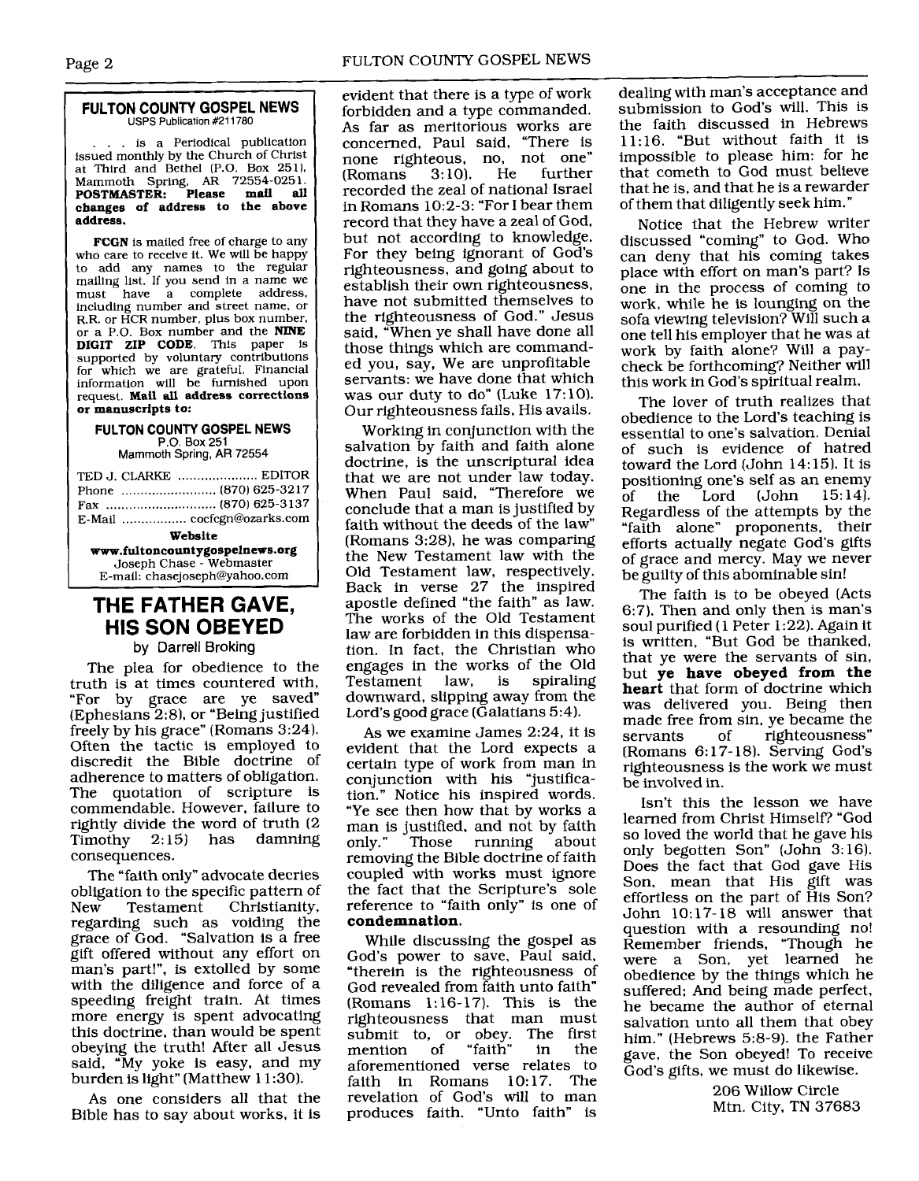## FULTON COUNTY GOSPEL NEWS

USPS Publication #211780

. . . is a Periodical publication issued monthly by the Church of Christ at Third and Bethel (P.O. Box 251), Mammoth Spring, AR 72554-0251. **POSTMASTER: Please mail all changes of address to the above address.**

**FCGN** is mailed free of charge to any who care to receive it. We will be happy to add any names to the regular mailing list. If you send in a name we must have a complete address, including number and street name, or R.R. or HCR number, plus box number, or a P.O. Box number and the **NINE DIGIT ZIP CODE**. This paper is supported by voluntary contributions for which we are grateful. Financial information will be furnished upon request. **Mail all address corrections or manuscripts to:**

**FULTON COUNTY GOSPEL NEWS**
P.O. Box 251
Mammoth Spring, AR 72554

TED J. CLARKE .................... EDITOR
Phone ......................... (870) 625-3217
Fax ............................ (870) 625-3137
E-Mail ................ cocfcgn@ozarks.com

**Website**
**www.fultoncountygospelnews.org**
Joseph Chase - Webmaster
E-mail: chasejoseph@yahoo.com

# THE FATHER GAVE, HIS SON OBEYED

by Darrell Broking

The plea for obedience to the truth is at times countered with, "For by grace are ye saved" (Ephesians 2:8), or "Being justified freely by his grace" (Romans 3:24). Often the tactic is employed to discredit the Bible doctrine of adherence to matters of obligation. The quotation of scripture is commendable. However, failure to rightly divide the word of truth (2 Timothy 2:15) has damning consequences.

The "faith only" advocate decries obligation to the specific pattern of New Testament Christianity, regarding such as voiding the grace of God. "Salvation is a free gift offered without any effort on man's part!", is extolled by some with the diligence and force of a speeding freight train. At times more energy is spent advocating this doctrine, than would be spent obeying the truth! After all Jesus said, "My yoke is easy, and my burden is light" (Matthew 11:30).

As one considers all that the Bible has to say about works, it is evident that there is a type of work forbidden and a type commanded. As far as meritorious works are concerned, Paul said, "There is none righteous, no, not one" (Romans 3:10). He further recorded the zeal of national Israel in Romans 10:2-3: "For I bear them record that they have a zeal of God, but not according to knowledge. For they being ignorant of God's righteousness, and going about to establish their own righteousness, have not submitted themselves to the righteousness of God." Jesus said, "When ye shall have done all those things which are commanded you, say, We are unprofitable servants: we have done that which was our duty to do" (Luke 17:10). Our righteousness fails, His avails.

Working in conjunction with the salvation by faith and faith alone doctrine, is the unscriptural idea that we are not under law today. When Paul said, "Therefore we conclude that a man is justified by faith without the deeds of the law" (Romans 3:28), he was comparing the New Testament law with the Old Testament law, respectively. Back in verse 27 the inspired apostle defined "the faith" as law. The works of the Old Testament law are forbidden in this dispensation. In fact, the Christian who engages in the works of the Old Testament law, is spiraling downward, slipping away from the Lord's good grace (Galatians 5:4).

As we examine James 2:24, it is evident that the Lord expects a certain type of work from man in conjunction with his "justification." Notice his inspired words. "Ye see then how that by works a man is justified, and not by faith only." Those running about removing the Bible doctrine of faith coupled with works must ignore the fact that the Scripture's sole reference to "faith only" is one of **condemnation**.

While discussing the gospel as God's power to save, Paul said, "therein is the righteousness of God revealed from faith unto faith" (Romans 1:16-17). This is the righteousness that man must submit to, or obey. The first mention of "faith" in the aforementioned verse relates to faith in Romans 10:17. The revelation of God's will to man produces faith. "Unto faith" is dealing with man's acceptance and submission to God's will. This is the faith discussed in Hebrews 11:16. "But without faith it is impossible to please him: for he that cometh to God must believe that he is, and that he is a rewarder of them that diligently seek him."

Notice that the Hebrew writer discussed "coming" to God. Who can deny that his coming takes place with effort on man's part? Is one in the process of coming to work, while he is lounging on the sofa viewing television? Will such a one tell his employer that he was at work by faith alone? Will a paycheck be forthcoming? Neither will this work in God's spiritual realm.

The lover of truth realizes that obedience to the Lord's teaching is essential to one's salvation. Denial of such is evidence of hatred toward the Lord (John 14:15). It is positioning one's self as an enemy of the Lord (John 15:14). Regardless of the attempts by the "faith alone" proponents, their efforts actually negate God's gifts of grace and mercy. May we never be guilty of this abominable sin!

The faith is to be obeyed (Acts 6:7). Then and only then is man's soul purified (1 Peter 1:22). Again it is written, "But God be thanked, that ye were the servants of sin, but **ye have obeyed from the heart** that form of doctrine which was delivered you. Being then made free from sin, ye became the servants of righteousness" (Romans 6:17-18). Serving God's righteousness is the work we must be involved in.

Isn't this the lesson we have learned from Christ Himself? "God so loved the world that he gave his only begotten Son" (John 3:16). Does the fact that God gave His Son, mean that His gift was effortless on the part of His Son? John 10:17-18 will answer that question with a resounding no! Remember friends, "Though he were a Son, yet learned he obedience by the things which he suffered; And being made perfect, he became the author of eternal salvation unto all them that obey him." (Hebrews 5:8-9). the Father gave, the Son obeyed! To receive God's gifts, we must do likewise.

206 Willow Circle
Mtn. City, TN 37683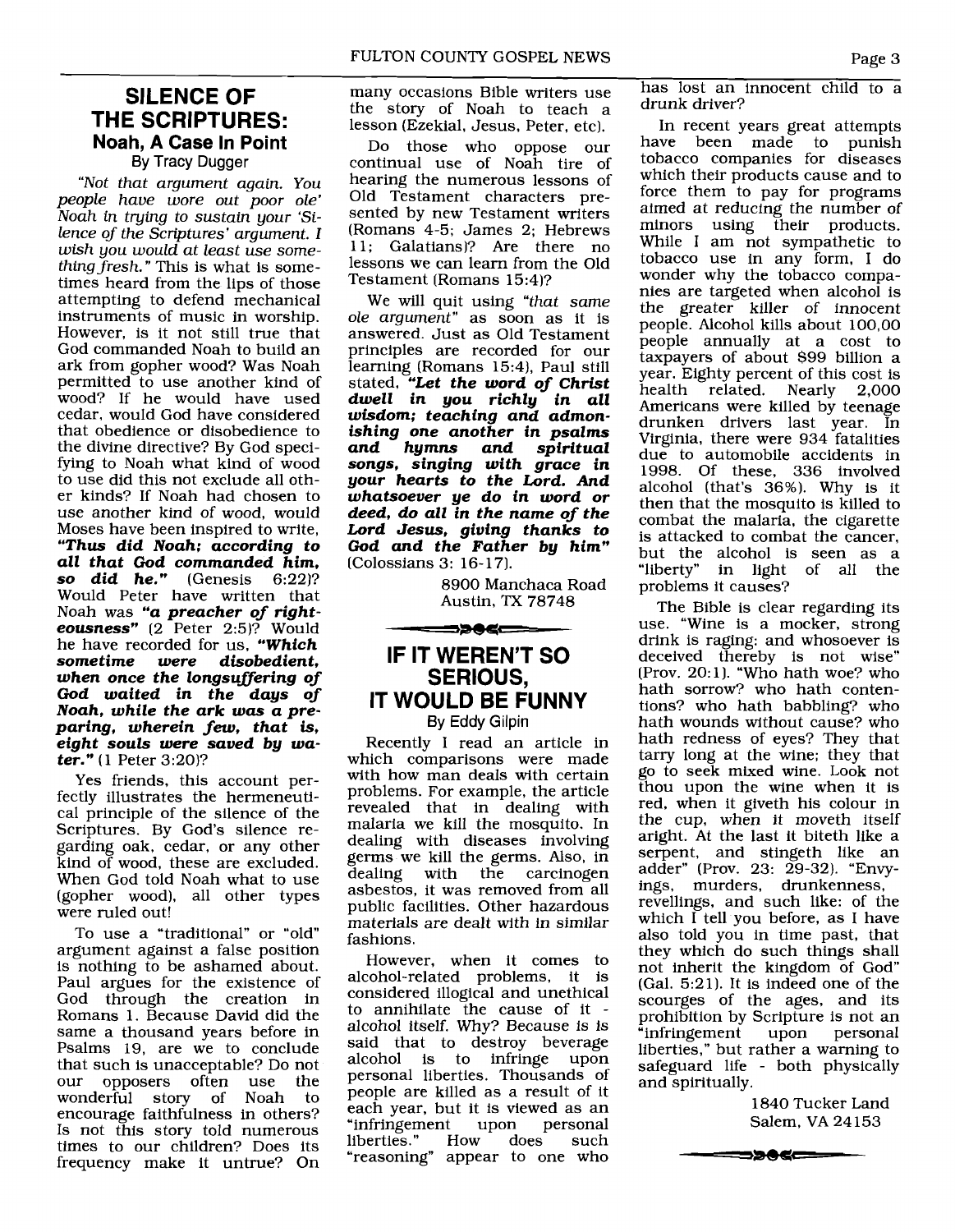## SILENCE OF THE SCRIPTURES: Noah, A Case In Point

By Tracy Dugger

*"Not that argument again. You people have wore out poor ole' Noah in trying to sustain your 'Silence of the Scriptures' argument. I wish you would at least use something fresh."* This is what is sometimes heard from the lips of those attempting to defend mechanical instruments of music in worship. However, is it not still true that God commanded Noah to build an ark from gopher wood? Was Noah permitted to use another kind of wood? If he would have used cedar, would God have considered that obedience or disobedience to the divine directive? By God specifying to Noah what kind of wood to use did this not exclude all other kinds? If Noah had chosen to use another kind of wood, would Moses have been inspired to write, ***"Thus did Noah; according to all that God commanded him, so did he."*** (Genesis 6:22)? Would Peter have written that Noah was ***"a preacher of righteousness"*** (2 Peter 2:5)? Would he have recorded for us, ***"Which sometime were disobedient, when once the longsuffering of God waited in the days of Noah, while the ark was a preparing, wherein few, that is, eight souls were saved by water."*** (1 Peter 3:20)?

Yes friends, this account perfectly illustrates the hermeneutical principle of the silence of the Scriptures. By God's silence regarding oak, cedar, or any other kind of wood, these are excluded. When God told Noah what to use (gopher wood), all other types were ruled out!

To use a "traditional" or "old" argument against a false position is nothing to be ashamed about. Paul argues for the existence of God through the creation in Romans 1. Because David did the same a thousand years before in Psalms 19, are we to conclude that such is unacceptable? Do not our opposers often use the wonderful story of Noah to encourage faithfulness in others? Is not this story told numerous times to our children? Does its frequency make it untrue? On many occasions Bible writers use the story of Noah to teach a lesson (Ezekial, Jesus, Peter, etc).

Do those who oppose our continual use of Noah tire of hearing the numerous lessons of Old Testament characters presented by new Testament writers (Romans 4-5; James 2; Hebrews 11; Galatians)? Are there no lessons we can learn from the Old Testament (Romans 15:4)?

We will quit using *"that same ole argument"* as soon as it is answered. Just as Old Testament principles are recorded for our learning (Romans 15:4), Paul still stated, ***"Let the word of Christ dwell in you richly in all wisdom; teaching and admonishing one another in psalms and hymns and spiritual songs, singing with grace in your hearts to the Lord. And whatsoever ye do in word or deed, do all in the name of the Lord Jesus, giving thanks to God and the Father by him"*** (Colossians 3: 16-17).

8900 Manchaca Road
Austin, TX 78748

## IF IT WEREN'T SO SERIOUS, IT WOULD BE FUNNY

By Eddy Gilpin

Recently I read an article in which comparisons were made with how man deals with certain problems. For example, the article revealed that in dealing with malaria we kill the mosquito. In dealing with diseases involving germs we kill the germs. Also, in dealing with the carcinogen asbestos, it was removed from all public facilities. Other hazardous materials are dealt with in similar fashions.

However, when it comes to alcohol-related problems, it is considered illogical and unethical to annihilate the cause of it - alcohol itself. Why? Because is is said that to destroy beverage alcohol is to infringe upon personal liberties. Thousands of people are killed as a result of it each year, but it is viewed as an "infringement upon personal liberties." How does such "reasoning" appear to one who has lost an innocent child to a drunk driver?

In recent years great attempts have been made to punish tobacco companies for diseases which their products cause and to force them to pay for programs aimed at reducing the number of minors using their products. While I am not sympathetic to tobacco use in any form, I do wonder why the tobacco companies are targeted when alcohol is the greater killer of innocent people. Alcohol kills about 100,00 people annually at a cost to taxpayers of about $99 billion a year. Eighty percent of this cost is health related. Nearly 2,000 Americans were killed by teenage drunken drivers last year. In Virginia, there were 934 fatalities due to automobile accidents in 1998. Of these, 336 involved alcohol (that's 36%). Why is it then that the mosquito is killed to combat the malaria, the cigarette is attacked to combat the cancer, but the alcohol is seen as a "liberty" in light of all the problems it causes?

The Bible is clear regarding its use. "Wine is a mocker, strong drink is raging: and whosoever is deceived thereby is not wise" (Prov. 20:1). "Who hath woe? who hath sorrow? who hath contentions? who hath babbling? who hath wounds without cause? who hath redness of eyes? They that tarry long at the wine; they that go to seek mixed wine. Look not thou upon the wine when it is red, when it giveth his colour in the cup, when it moveth itself aright. At the last it biteth like a serpent, and stingeth like an adder" (Prov. 23: 29-32). "Envyings, murders, drunkenness, revellings, and such like: of the which I tell you before, as I have also told you in time past, that they which do such things shall not inherit the kingdom of God" (Gal. 5:21). It is indeed one of the scourges of the ages, and its prohibition by Scripture is not an "infringement upon personal liberties," but rather a warning to safeguard life - both physically and spiritually.

1840 Tucker Land
Salem, VA 24153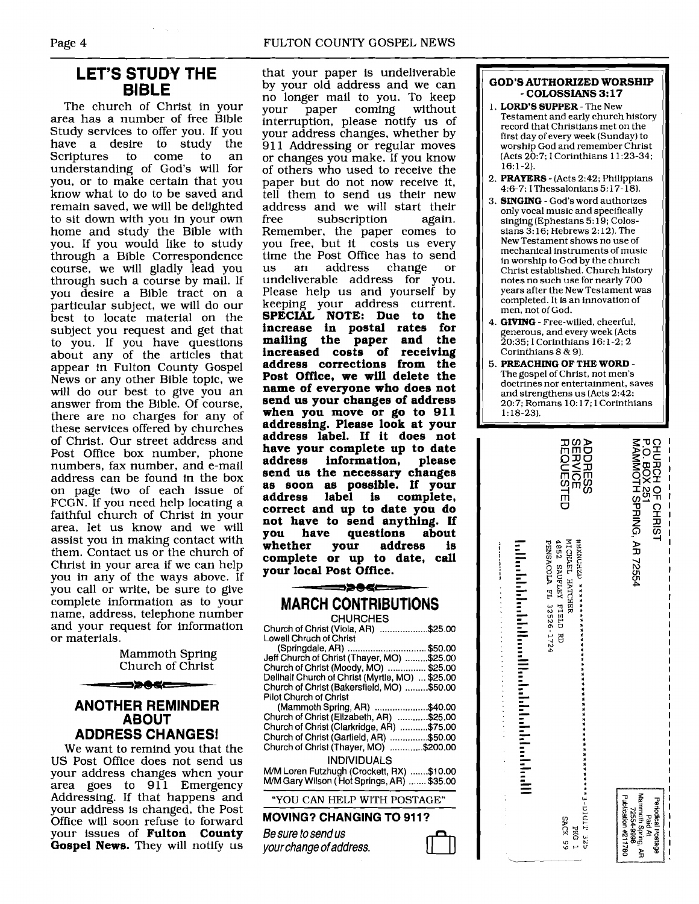## LET'S STUDY THE BIBLE

The church of Christ in your area has a number of free Bible Study services to offer you. If you have a desire to study the Scriptures to come to an understanding of God's will for you, or to make certain that you know what to do to be saved and remain saved, we will be delighted to sit down with you in your own home and study the Bible with you. If you would like to study through a Bible Correspondence course, we will gladly lead you through such a course by mail. If you desire a Bible tract on a particular subject, we will do our best to locate material on the subject you request and get that to you. If you have questions about any of the articles that appear in Fulton County Gospel News or any other Bible topic, we will do our best to give you an answer from the Bible. Of course, there are no charges for any of these services offered by churches of Christ. Our street address and Post Office box number, phone numbers, fax number, and e-mail address can be found in the box on page two of each issue of FCGN. If you need help locating a faithful church of Christ in your area, let us know and we will assist you in making contact with them. Contact us or the church of Christ in your area if we can help you in any of the ways above. If you call or write, be sure to give complete information as to your name, address, telephone number and your request for information or materials.

Mammoth Spring
Church of Christ

## ANOTHER REMINDER ABOUT ADDRESS CHANGES!

We want to remind you that the US Post Office does not send us your address changes when your area goes to 911 Emergency Addressing. If that happens and your address is changed, the Post Office will soon refuse to forward your issues of **Fulton County Gospel News.** They will notify us that your paper is undeliverable by your old address and we can no longer mail to you. To keep your paper coming without interruption, please notify us of your address changes, whether by 911 Addressing or regular moves or changes you make. If you know of others who used to receive the paper but do not now receive it, tell them to send us their new address and we will start their free subscription again. Remember, the paper comes to you free, but it costs us every time the Post Office has to send us an address change or undeliverable address for you. Please help us and yourself by keeping your address current. **SPECIAL NOTE: Due to the increase in postal rates for mailing the paper and the increased costs of receiving address corrections from the Post Office, we will delete the name of everyone who does not send us your changes of address when you move or go to 911 addressing. Please look at your address label. If it does not have your complete up to date address information, please send us the necessary changes as soon as possible. If your address label is complete, correct and up to date you do not have to send anything. If you have questions about whether your address is complete or up to date, call your local Post Office.**

## MARCH CONTRIBUTIONS

### CHURCHES

Church of Christ (Viola, AR) ....................$25.00
Lowell Chruch of Christ (Springdale, AR) ............................... $50.00
Jeff Church of Christ (Thayer, MO) .........$25.00
Church of Christ (Moody, MO) ............... $25.00
Dellhalf Church of Christ (Myrtle, MO) ... $25.00
Church of Christ (Bakersfield, MO) .........$50.00
Pilot Church of Christ (Mammoth Spring, AR) .....................$40.00
Church of Christ (Elizabeth, AR) ............$25.00
Church of Christ (Clarkridge, AR) ...........$75.00
Church of Christ (Garfield, AR) ...............$50.00
Church of Christ (Thayer, MO) .............$200.00

### INDIVIDUALS

M/M Loren Futzhugh (Crockett, RX) .......$10.00
M/M Gary Wilson (Hot Springs, AR) ....... $35.00

"YOU CAN HELP WITH POSTAGE"

**MOVING? CHANGING TO 911?**

*Be sure to send us your change of address.*

### GOD'S AUTHORIZED WORSHIP - COLOSSIANS 3:17

1. **LORD'S SUPPER** - The New Testament and early church history record that Christians met on the first day of every week (Sunday) to worship God and remember Christ (Acts 20:7; I Corinthians 11:23-34; 16:1-2).
2. **PRAYERS** - (Acts 2:42; Philippians 4:6-7; I Thessalonians 5:17-18).
3. **SINGING** - God's word authorizes only vocal music and specifically singing (Ephesians 5:19; Colossians 3:16; Hebrews 2:12). The New Testament shows no use of mechanical instruments of music in worship to God by the church Christ established. Church history notes no such use for nearly 700 years after the New Testament was completed. It is an innovation of men, not of God.
4. **GIVING** - Free-willed, cheerful, generous, and every week (Acts 20:35; I Corinthians 16:1-2; 2 Corinthians 8 & 9).
5. **PREACHING OF THE WORD** - The gospel of Christ, not men's doctrines nor entertainment, saves and strengthens us (Acts 2:42; 20:7; Romans 10:17; I Corinthians 1:18-23).

CHURCH OF CHRIST
P.O. BOX 251
MAMMOTH SPRING, AR 72554

ADDRESS SERVICE REQUESTED

Periodical Postage Paid At Mammoth Spring, AR 72554-9998 Publication #211780

#BXNCHZD ************************3-DIGIT 325
MICHAEL HATCHER
4852 SAUFLEY FIELD RD
PENSACOLA FL 32526-1724
PKG 1
SACK 99